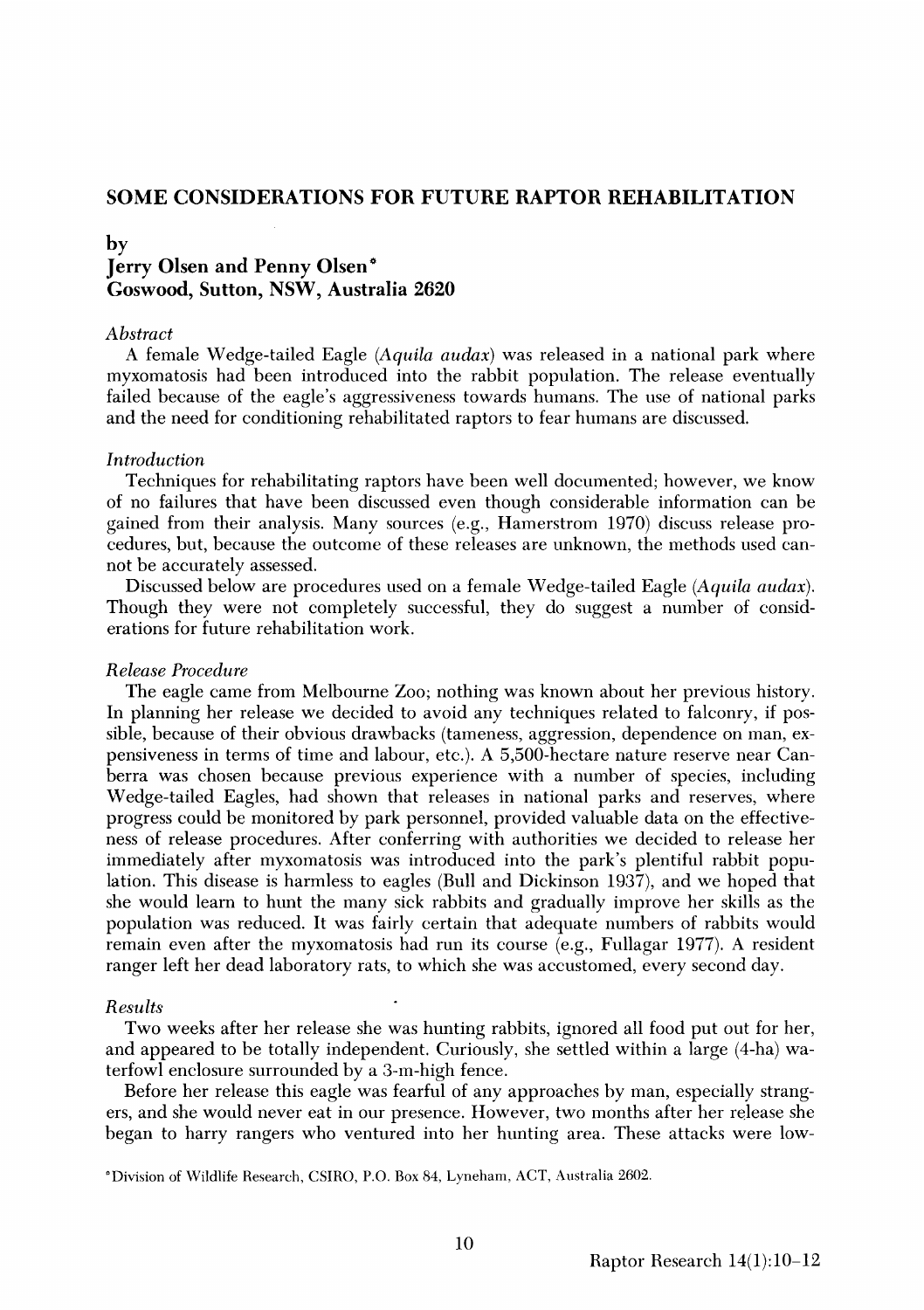# SOME CONSIDERATIONS FOR FUTURE RAPTOR REHABILITATION

by

**Jerry Olsen and Penny Olsen[*]**
**Goswood, Sutton, NSW, Australia 2620**

### *Abstract*

A female Wedge-tailed Eagle (*Aquila audax*) was released in a national park where myxomatosis had been introduced into the rabbit population. The release eventually failed because of the eagle's aggressiveness towards humans. The use of national parks and the need for conditioning rehabilitated raptors to fear humans are discussed.

### *Introduction*

Techniques for rehabilitating raptors have been well documented; however, we know of no failures that have been discussed even though considerable information can be gained from their analysis. Many sources (e.g., Hamerstrom 1970) discuss release procedures, but, because the outcome of these releases are unknown, the methods used cannot be accurately assessed.

Discussed below are procedures used on a female Wedge-tailed Eagle (*Aquila audax*). Though they were not completely successful, they do suggest a number of considerations for future rehabilitation work.

### *Release Procedure*

The eagle came from Melbourne Zoo; nothing was known about her previous history. In planning her release we decided to avoid any techniques related to falconry, if possible, because of their obvious drawbacks (tameness, aggression, dependence on man, expensiveness in terms of time and labour, etc.). A 5,500-hectare nature reserve near Canberra was chosen because previous experience with a number of species, including Wedge-tailed Eagles, had shown that releases in national parks and reserves, where progress could be monitored by park personnel, provided valuable data on the effectiveness of release procedures. After conferring with authorities we decided to release her immediately after myxomatosis was introduced into the park's plentiful rabbit population. This disease is harmless to eagles (Bull and Dickinson 1937), and we hoped that she would learn to hunt the many sick rabbits and gradually improve her skills as the population was reduced. It was fairly certain that adequate numbers of rabbits would remain even after the myxomatosis had run its course (e.g., Fullagar 1977). A resident ranger left her dead laboratory rats, to which she was accustomed, every second day.

### *Results*

Two weeks after her release she was hunting rabbits, ignored all food put out for her, and appeared to be totally independent. Curiously, she settled within a large (4-ha) waterfowl enclosure surrounded by a 3-m-high fence.

Before her release this eagle was fearful of any approaches by man, especially strangers, and she would never eat in our presence. However, two months after her release she began to harry rangers who ventured into her hunting area. These attacks were low-

[*] Division of Wildlife Research, CSIRO, P.O. Box 84, Lyneham, ACT, Australia 2602.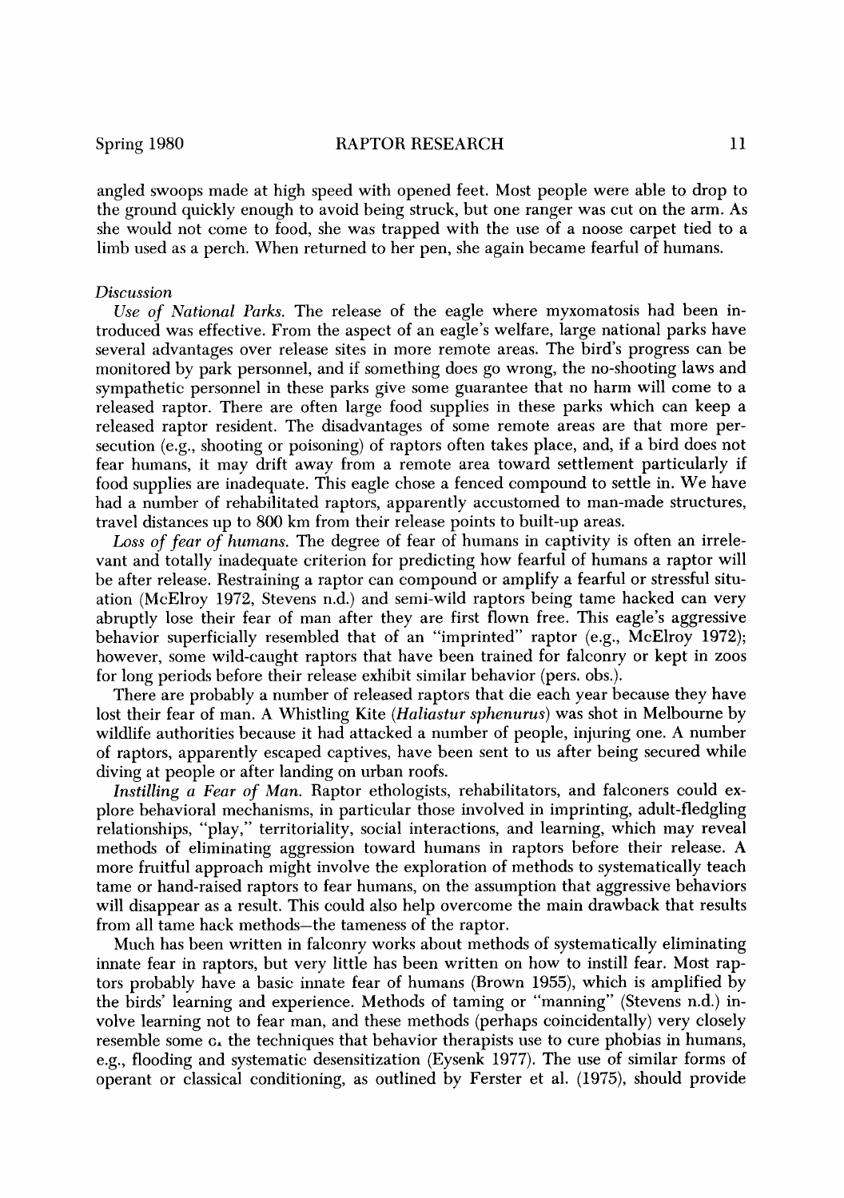angled swoops made at high speed with opened feet. Most people were able to drop to the ground quickly enough to avoid being struck, but one ranger was cut on the arm. As she would not come to food, she was trapped with the use of a noose carpet tied to a limb used as a perch. When returned to her pen, she again became fearful of humans.

*Discussion*

*Use of National Parks.* The release of the eagle where myxomatosis had been introduced was effective. From the aspect of an eagle's welfare, large national parks have several advantages over release sites in more remote areas. The bird's progress can be monitored by park personnel, and if something does go wrong, the no-shooting laws and sympathetic personnel in these parks give some guarantee that no harm will come to a released raptor. There are often large food supplies in these parks which can keep a released raptor resident. The disadvantages of some remote areas are that more persecution (e.g., shooting or poisoning) of raptors often takes place, and, if a bird does not fear humans, it may drift away from a remote area toward settlement particularly if food supplies are inadequate. This eagle chose a fenced compound to settle in. We have had a number of rehabilitated raptors, apparently accustomed to man-made structures, travel distances up to 800 km from their release points to built-up areas.

*Loss of fear of humans.* The degree of fear of humans in captivity is often an irrelevant and totally inadequate criterion for predicting how fearful of humans a raptor will be after release. Restraining a raptor can compound or amplify a fearful or stressful situation (McElroy 1972, Stevens n.d.) and semi-wild raptors being tame hacked can very abruptly lose their fear of man after they are first flown free. This eagle's aggressive behavior superficially resembled that of an "imprinted" raptor (e.g., McElroy 1972); however, some wild-caught raptors that have been trained for falconry or kept in zoos for long periods before their release exhibit similar behavior (pers. obs.).

There are probably a number of released raptors that die each year because they have lost their fear of man. A Whistling Kite (*Haliastur sphenurus*) was shot in Melbourne by wildlife authorities because it had attacked a number of people, injuring one. A number of raptors, apparently escaped captives, have been sent to us after being secured while diving at people or after landing on urban roofs.

*Instilling a Fear of Man.* Raptor ethologists, rehabilitators, and falconers could explore behavioral mechanisms, in particular those involved in imprinting, adult-fledgling relationships, "play," territoriality, social interactions, and learning, which may reveal methods of eliminating aggression toward humans in raptors before their release. A more fruitful approach might involve the exploration of methods to systematically teach tame or hand-raised raptors to fear humans, on the assumption that aggressive behaviors will disappear as a result. This could also help overcome the main drawback that results from all tame hack methods—the tameness of the raptor.

Much has been written in falconry works about methods of systematically eliminating innate fear in raptors, but very little has been written on how to instill fear. Most raptors probably have a basic innate fear of humans (Brown 1955), which is amplified by the birds' learning and experience. Methods of taming or "manning" (Stevens n.d.) involve learning not to fear man, and these methods (perhaps coincidentally) very closely resemble some of the techniques that behavior therapists use to cure phobias in humans, e.g., flooding and systematic desensitization (Eysenk 1977). The use of similar forms of operant or classical conditioning, as outlined by Ferster et al. (1975), should provide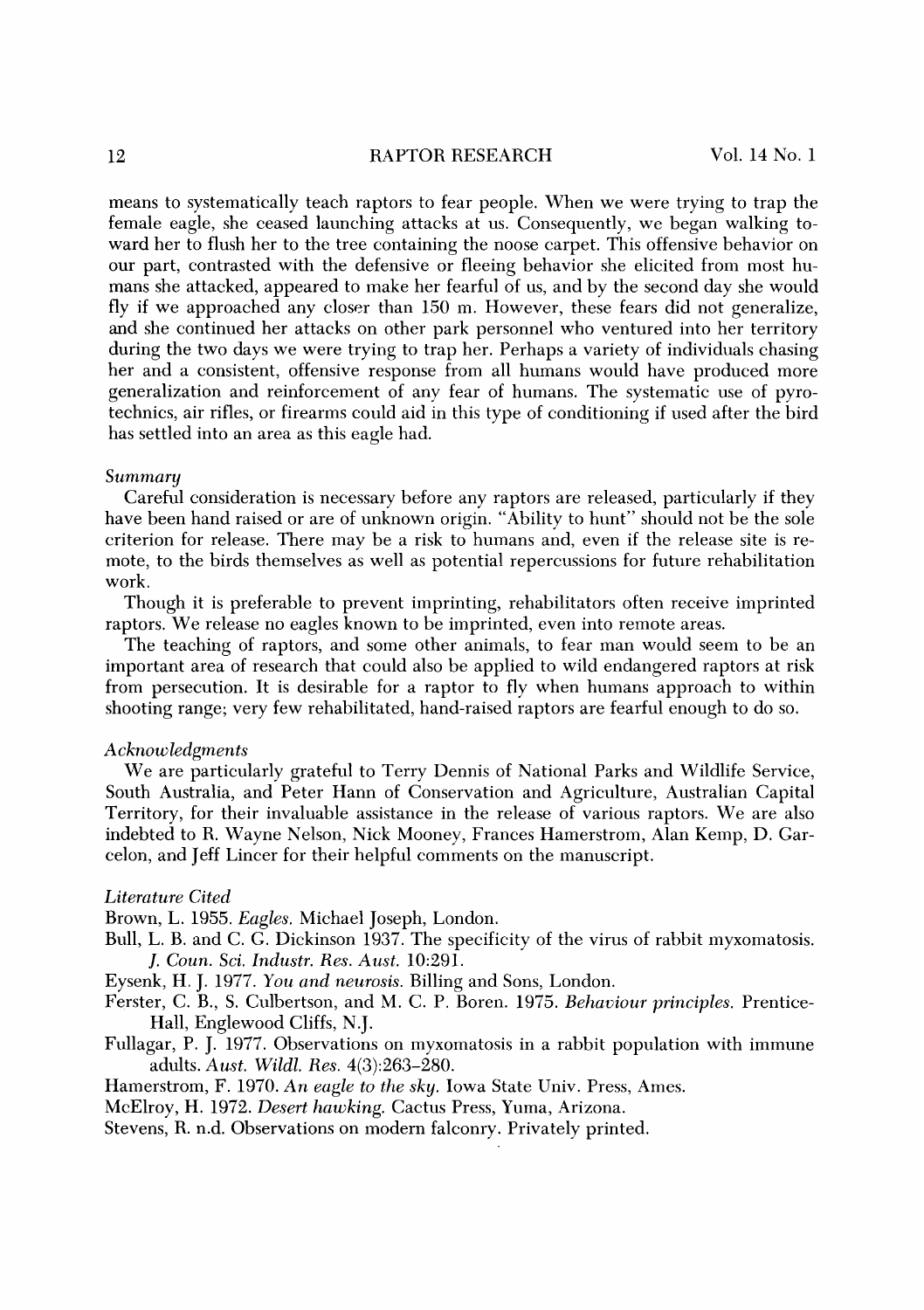means to systematically teach raptors to fear people. When we were trying to trap the female eagle, she ceased launching attacks at us. Consequently, we began walking toward her to flush her to the tree containing the noose carpet. This offensive behavior on our part, contrasted with the defensive or fleeing behavior she elicited from most humans she attacked, appeared to make her fearful of us, and by the second day she would fly if we approached any closer than 150 m. However, these fears did not generalize, and she continued her attacks on other park personnel who ventured into her territory during the two days we were trying to trap her. Perhaps a variety of individuals chasing her and a consistent, offensive response from all humans would have produced more generalization and reinforcement of any fear of humans. The systematic use of pyrotechnics, air rifles, or firearms could aid in this type of conditioning if used after the bird has settled into an area as this eagle had.

### *Summary*

Careful consideration is necessary before any raptors are released, particularly if they have been hand raised or are of unknown origin. "Ability to hunt" should not be the sole criterion for release. There may be a risk to humans and, even if the release site is remote, to the birds themselves as well as potential repercussions for future rehabilitation work.

Though it is preferable to prevent imprinting, rehabilitators often receive imprinted raptors. We release no eagles known to be imprinted, even into remote areas.

The teaching of raptors, and some other animals, to fear man would seem to be an important area of research that could also be applied to wild endangered raptors at risk from persecution. It is desirable for a raptor to fly when humans approach to within shooting range; very few rehabilitated, hand-raised raptors are fearful enough to do so.

### *Acknowledgments*

We are particularly grateful to Terry Dennis of National Parks and Wildlife Service, South Australia, and Peter Hann of Conservation and Agriculture, Australian Capital Territory, for their invaluable assistance in the release of various raptors. We are also indebted to R. Wayne Nelson, Nick Mooney, Frances Hamerstrom, Alan Kemp, D. Garcelon, and Jeff Lincer for their helpful comments on the manuscript.

### *Literature Cited*

Brown, L. 1955. *Eagles.* Michael Joseph, London.

Bull, L. B. and C. G. Dickinson 1937. The specificity of the virus of rabbit myxomatosis. *J. Coun. Sci. Industr. Res. Aust.* 10:291.

Eysenk, H. J. 1977. *You and neurosis.* Billing and Sons, London.

Ferster, C. B., S. Culbertson, and M. C. P. Boren. 1975. *Behaviour principles.* Prentice-Hall, Englewood Cliffs, N.J.

Fullagar, P. J. 1977. Observations on myxomatosis in a rabbit population with immune adults. *Aust. Wildl. Res.* 4(3):263–280.

Hamerstrom, F. 1970. *An eagle to the sky.* Iowa State Univ. Press, Ames.

McElroy, H. 1972. *Desert hawking.* Cactus Press, Yuma, Arizona.

Stevens, R. n.d. Observations on modern falconry. Privately printed.